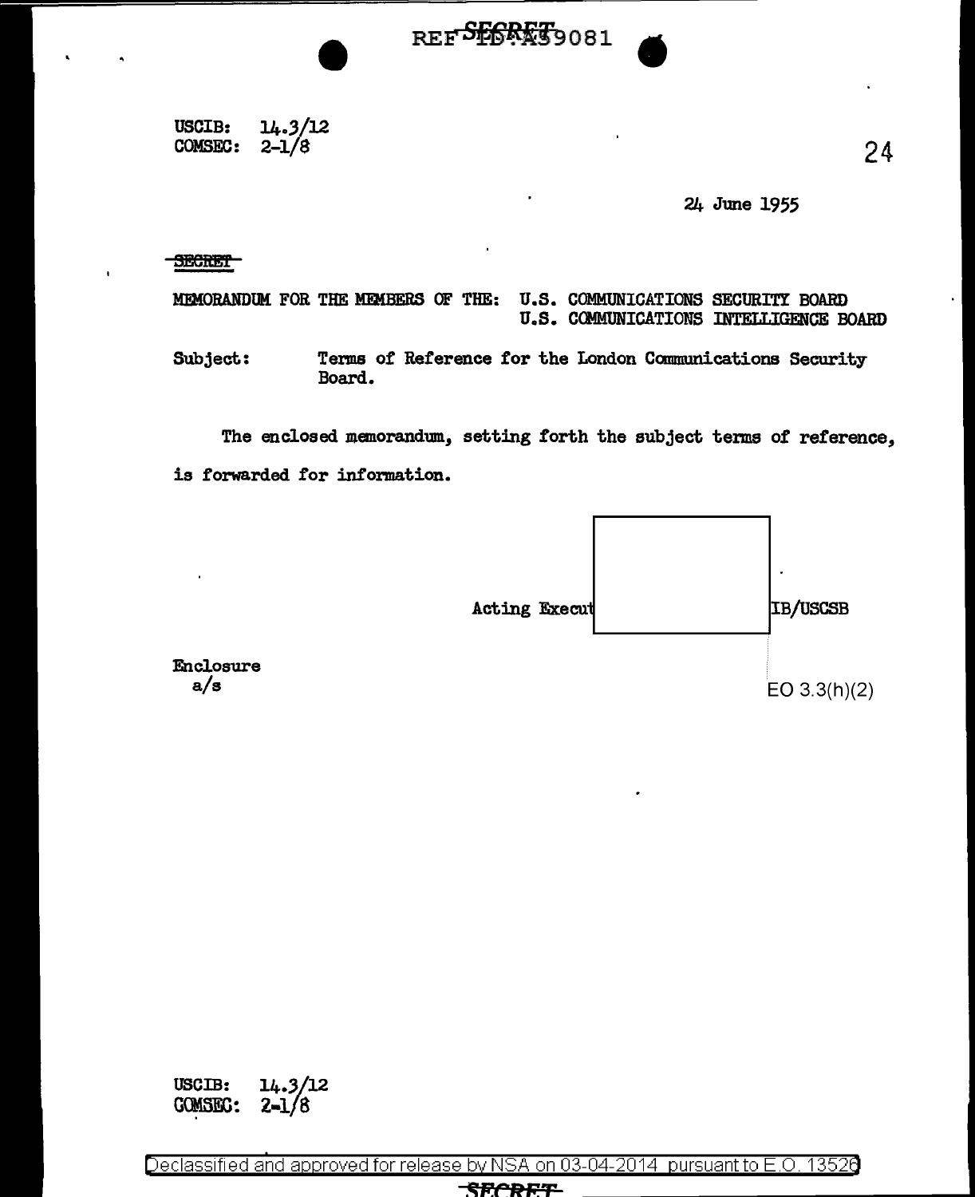USCIB: 14.3/12
COMSEC: 2-1/8

24 June 1955

SECRET

MEMORANDUM FOR THE MEMBERS OF THE: U.S. COMMUNICATIONS SECURITY BOARD
U.S. COMMUNICATIONS INTELLIGENCE BOARD

Subject: Terms of Reference for the London Communications Security Board.

The enclosed memorandum, setting forth the subject terms of reference, is forwarded for information.

Acting Execut[redacted]IB/USCSB

EO 3.3(h)(2)

Enclosure
a/s

USCIB: 14.3/12
COMSEC: 2-1/8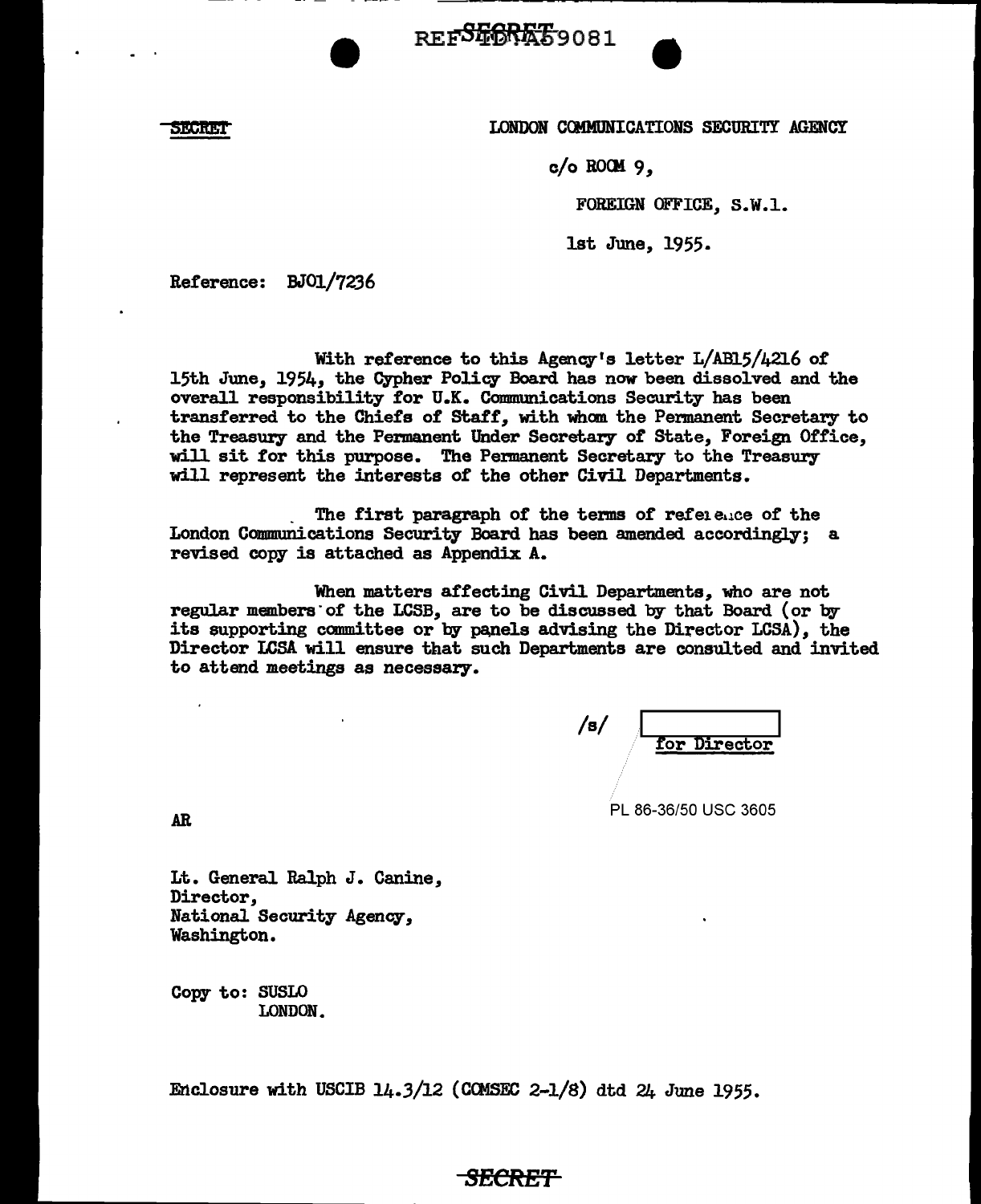SECRET

LONDON COMMUNICATIONS SECURITY AGENCY

c/o ROOM 9,

FOREIGN OFFICE, S.W.1.

1st June, 1955.

Reference: BJ01/7236

With reference to this Agency's letter L/AB15/4216 of 15th June, 1954, the Cypher Policy Board has now been dissolved and the overall responsibility for U.K. Communications Security has been transferred to the Chiefs of Staff, with whom the Permanent Secretary to the Treasury and the Permanent Under Secretary of State, Foreign Office, will sit for this purpose. The Permanent Secretary to the Treasury will represent the interests of the other Civil Departments.

The first paragraph of the terms of reference of the London Communications Security Board has been amended accordingly; a revised copy is attached as Appendix A.

When matters affecting Civil Departments, who are not regular members of the LCSB, are to be discussed by that Board (or by its supporting committee or by panels advising the Director LCSA), the Director LCSA will ensure that such Departments are consulted and invited to attend meetings as necessary.

/s/ [ ] for Director

PL 86-36/50 USC 3605

AR

Lt. General Ralph J. Canine,
Director,
National Security Agency,
Washington.

Copy to: SUSLO
LONDON.

Enclosure with USCIB 14.3/12 (COMSEC 2-1/8) dtd 24 June 1955.

SECRET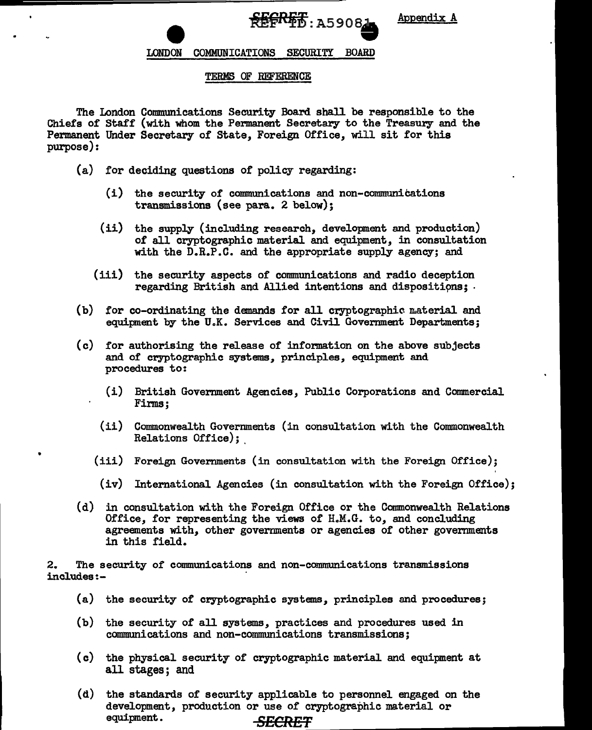SECRET

REF ID: A59081

Appendix A

LONDON COMMUNICATIONS SECURITY BOARD

TERMS OF REFERENCE

The London Communications Security Board shall be responsible to the Chiefs of Staff (with whom the Permanent Secretary to the Treasury and the Permanent Under Secretary of State, Foreign Office, will sit for this purpose):

(a) for deciding questions of policy regarding:

   (i) the security of communications and non-communications transmissions (see para. 2 below);

   (ii) the supply (including research, development and production) of all cryptographic material and equipment, in consultation with the D.R.P.C. and the appropriate supply agency; and

   (iii) the security aspects of communications and radio deception regarding British and Allied intentions and dispositions;

(b) for co-ordinating the demands for all cryptographic material and equipment by the U.K. Services and Civil Government Departments;

(c) for authorising the release of information on the above subjects and of cryptographic systems, principles, equipment and procedures to:

   (i) British Government Agencies, Public Corporations and Commercial Firms;

   (ii) Commonwealth Governments (in consultation with the Commonwealth Relations Office);

   (iii) Foreign Governments (in consultation with the Foreign Office);

   (iv) International Agencies (in consultation with the Foreign Office);

(d) in consultation with the Foreign Office or the Commonwealth Relations Office, for representing the views of H.M.G. to, and concluding agreements with, other governments or agencies of other governments in this field.

2. The security of communications and non-communications transmissions includes:-

(a) the security of cryptographic systems, principles and procedures;

(b) the security of all systems, practices and procedures used in communications and non-communications transmissions;

(c) the physical security of cryptographic material and equipment at all stages; and

(d) the standards of security applicable to personnel engaged on the development, production or use of cryptographic material or equipment.

SECRET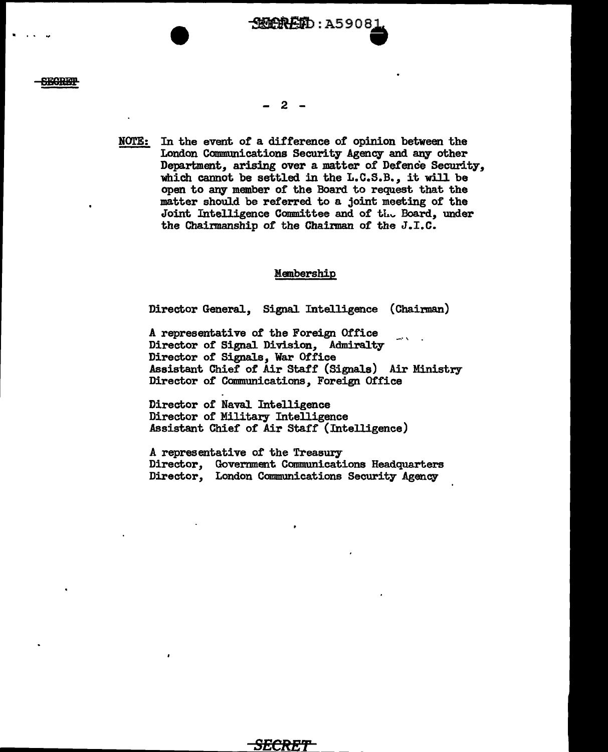NOTE: In the event of a difference of opinion between the London Communications Security Agency and any other Department, arising over a matter of Defence Security, which cannot be settled in the L.C.S.B., it will be open to any member of the Board to request that the matter should be referred to a joint meeting of the Joint Intelligence Committee and of the Board, under the Chairmanship of the Chairman of the J.I.C.

Membership

Director General, Signal Intelligence (Chairman)

A representative of the Foreign Office
Director of Signal Division, Admiralty
Director of Signals, War Office
Assistant Chief of Air Staff (Signals) Air Ministry
Director of Communications, Foreign Office

Director of Naval Intelligence
Director of Military Intelligence
Assistant Chief of Air Staff (Intelligence)

A representative of the Treasury
Director, Government Communications Headquarters
Director, London Communications Security Agency